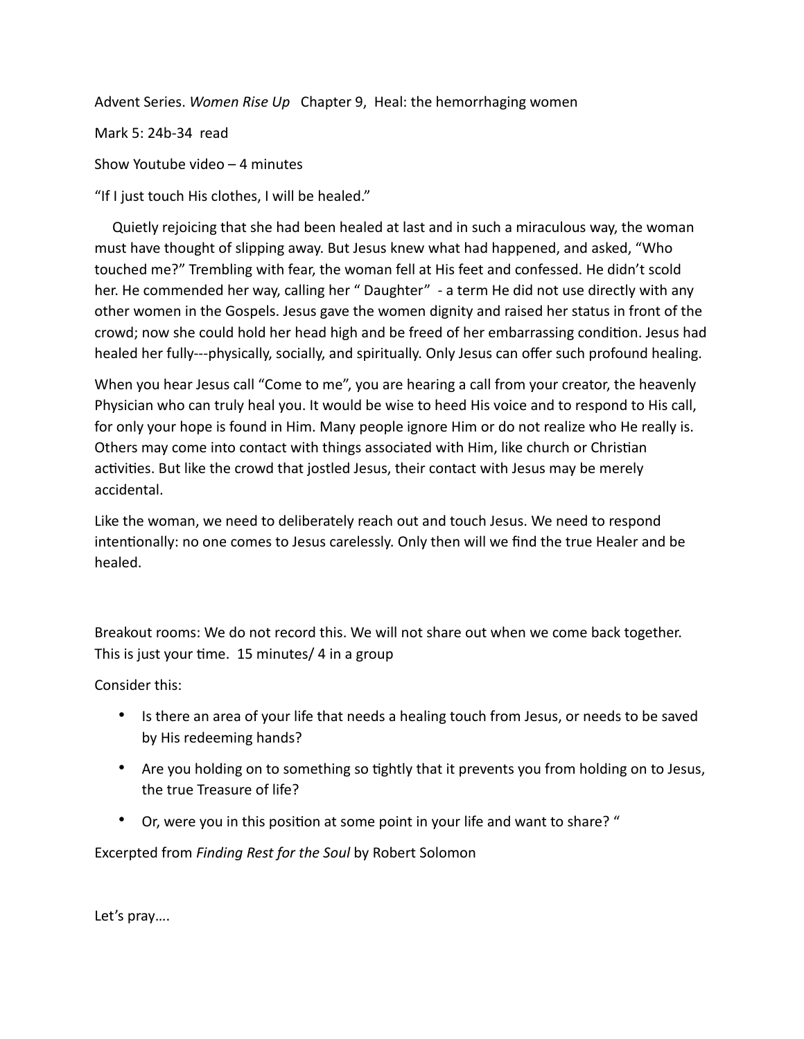Advent Series. *Women Rise Up* Chapter 9, Heal: the hemorrhaging women

Mark 5: 24b-34 read

Show Youtube video – 4 minutes

"If I just touch His clothes, I will be healed."

Quietly rejoicing that she had been healed at last and in such a miraculous way, the woman must have thought of slipping away. But Jesus knew what had happened, and asked, "Who touched me?" Trembling with fear, the woman fell at His feet and confessed. He didn't scold her. He commended her way, calling her " Daughter" - a term He did not use directly with any other women in the Gospels. Jesus gave the women dignity and raised her status in front of the crowd; now she could hold her head high and be freed of her embarrassing condition. Jesus had healed her fully---physically, socially, and spiritually. Only Jesus can offer such profound healing.

When you hear Jesus call "Come to me", you are hearing a call from your creator, the heavenly Physician who can truly heal you. It would be wise to heed His voice and to respond to His call, for only your hope is found in Him. Many people ignore Him or do not realize who He really is. Others may come into contact with things associated with Him, like church or Christian activities. But like the crowd that jostled Jesus, their contact with Jesus may be merely accidental.

Like the woman, we need to deliberately reach out and touch Jesus. We need to respond intentionally: no one comes to Jesus carelessly. Only then will we find the true Healer and be healed.

Breakout rooms: We do not record this. We will not share out when we come back together. This is just your time. 15 minutes/ 4 in a group

Consider this:

- Is there an area of your life that needs a healing touch from Jesus, or needs to be saved by His redeeming hands?
- Are you holding on to something so tightly that it prevents you from holding on to Jesus, the true Treasure of life?
- Or, were you in this position at some point in your life and want to share? "

Excerpted from *Finding Rest for the Soul* by Robert Solomon

Let's pray….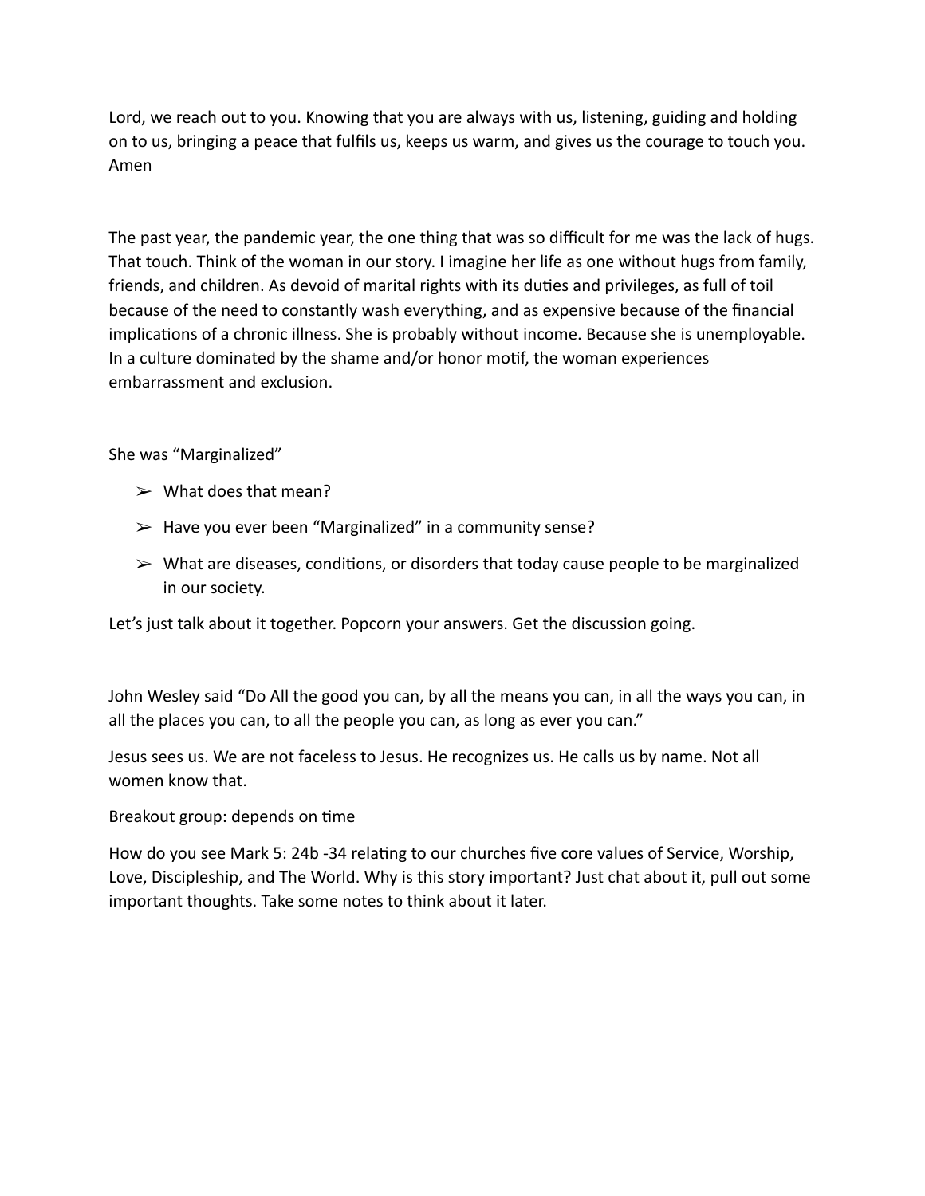Lord, we reach out to you. Knowing that you are always with us, listening, guiding and holding on to us, bringing a peace that fulfils us, keeps us warm, and gives us the courage to touch you. Amen

The past year, the pandemic year, the one thing that was so difficult for me was the lack of hugs. That touch. Think of the woman in our story. I imagine her life as one without hugs from family, friends, and children. As devoid of marital rights with its duties and privileges, as full of toil because of the need to constantly wash everything, and as expensive because of the financial implications of a chronic illness. She is probably without income. Because she is unemployable. In a culture dominated by the shame and/or honor motif, the woman experiences embarrassment and exclusion.

She was "Marginalized"

- ➢ What does that mean?
- ➢ Have you ever been "Marginalized" in a community sense?
- ➢ What are diseases, conditions, or disorders that today cause people to be marginalized in our society.

Let's just talk about it together. Popcorn your answers. Get the discussion going.

John Wesley said "Do All the good you can, by all the means you can, in all the ways you can, in all the places you can, to all the people you can, as long as ever you can."

Jesus sees us. We are not faceless to Jesus. He recognizes us. He calls us by name. Not all women know that.

Breakout group: depends on time

How do you see Mark 5: 24b -34 relating to our churches five core values of Service, Worship, Love, Discipleship, and The World. Why is this story important? Just chat about it, pull out some important thoughts. Take some notes to think about it later.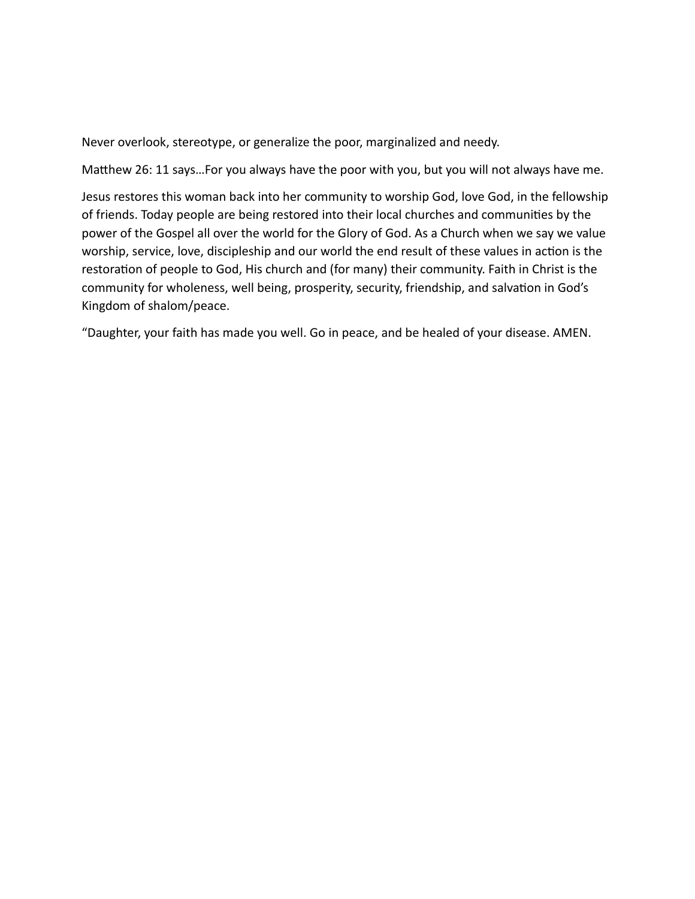Never overlook, stereotype, or generalize the poor, marginalized and needy.

Matthew 26: 11 says…For you always have the poor with you, but you will not always have me.

Jesus restores this woman back into her community to worship God, love God, in the fellowship of friends. Today people are being restored into their local churches and communities by the power of the Gospel all over the world for the Glory of God. As a Church when we say we value worship, service, love, discipleship and our world the end result of these values in action is the restoration of people to God, His church and (for many) their community. Faith in Christ is the community for wholeness, well being, prosperity, security, friendship, and salvation in God's Kingdom of shalom/peace.

"Daughter, your faith has made you well. Go in peace, and be healed of your disease. AMEN.